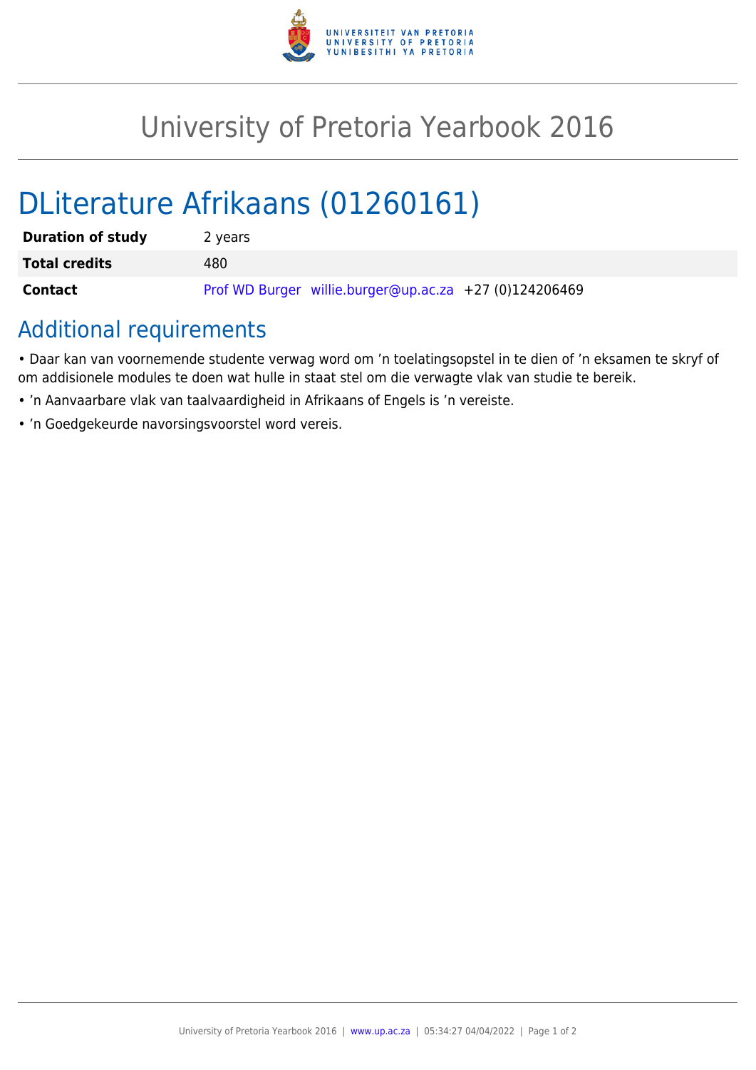# University of Pretoria Yearbook 2016

## DLiterature Afrikaans (01260161)

| | |
|---|---|
| **Duration of study** | 2 years |
| **Total credits** | 480 |
| **Contact** | Prof WD Burger willie.burger@up.ac.za +27 (0)124206469 |

## Additional requirements

- Daar kan van voornemende studente verwag word om ’n toelatingsopstel in te dien of ’n eksamen te skryf of om addisionele modules te doen wat hulle in staat stel om die verwagte vlak van studie te bereik.
- ’n Aanvaarbare vlak van taalvaardigheid in Afrikaans of Engels is ’n vereiste.
- ’n Goedgekeurde navorsingsvoorstel word vereis.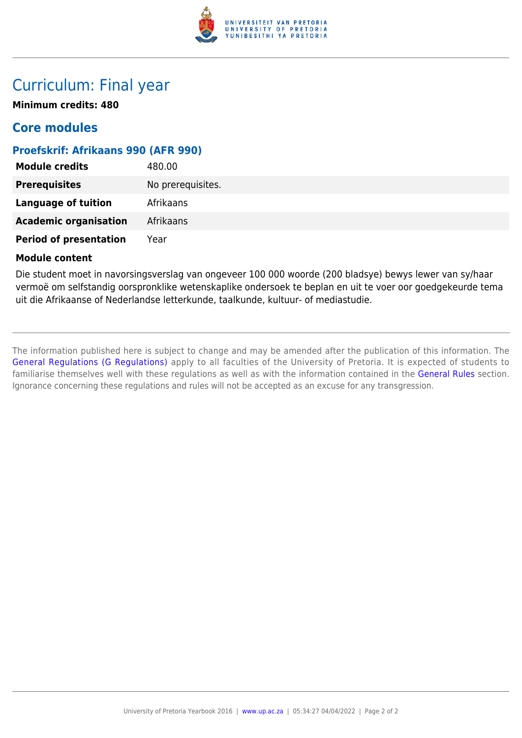# Curriculum: Final year

**Minimum credits: 480**

## Core modules

### Proefskrif: Afrikaans 990 (AFR 990)

| | |
|---|---|
| **Module credits** | 480.00 |
| **Prerequisites** | No prerequisites. |
| **Language of tuition** | Afrikaans |
| **Academic organisation** | Afrikaans |
| **Period of presentation** | Year |

**Module content**

Die student moet in navorsingsverslag van ongeveer 100 000 woorde (200 bladsye) bewys lewer van sy/haar vermoë om selfstandig oorspronklike wetenskaplike ondersoek te beplan en uit te voer oor goedgekeurde tema uit die Afrikaanse of Nederlandse letterkunde, taalkunde, kultuur- of mediastudie.

The information published here is subject to change and may be amended after the publication of this information. The General Regulations (G Regulations) apply to all faculties of the University of Pretoria. It is expected of students to familiarise themselves well with these regulations as well as with the information contained in the General Rules section. Ignorance concerning these regulations and rules will not be accepted as an excuse for any transgression.